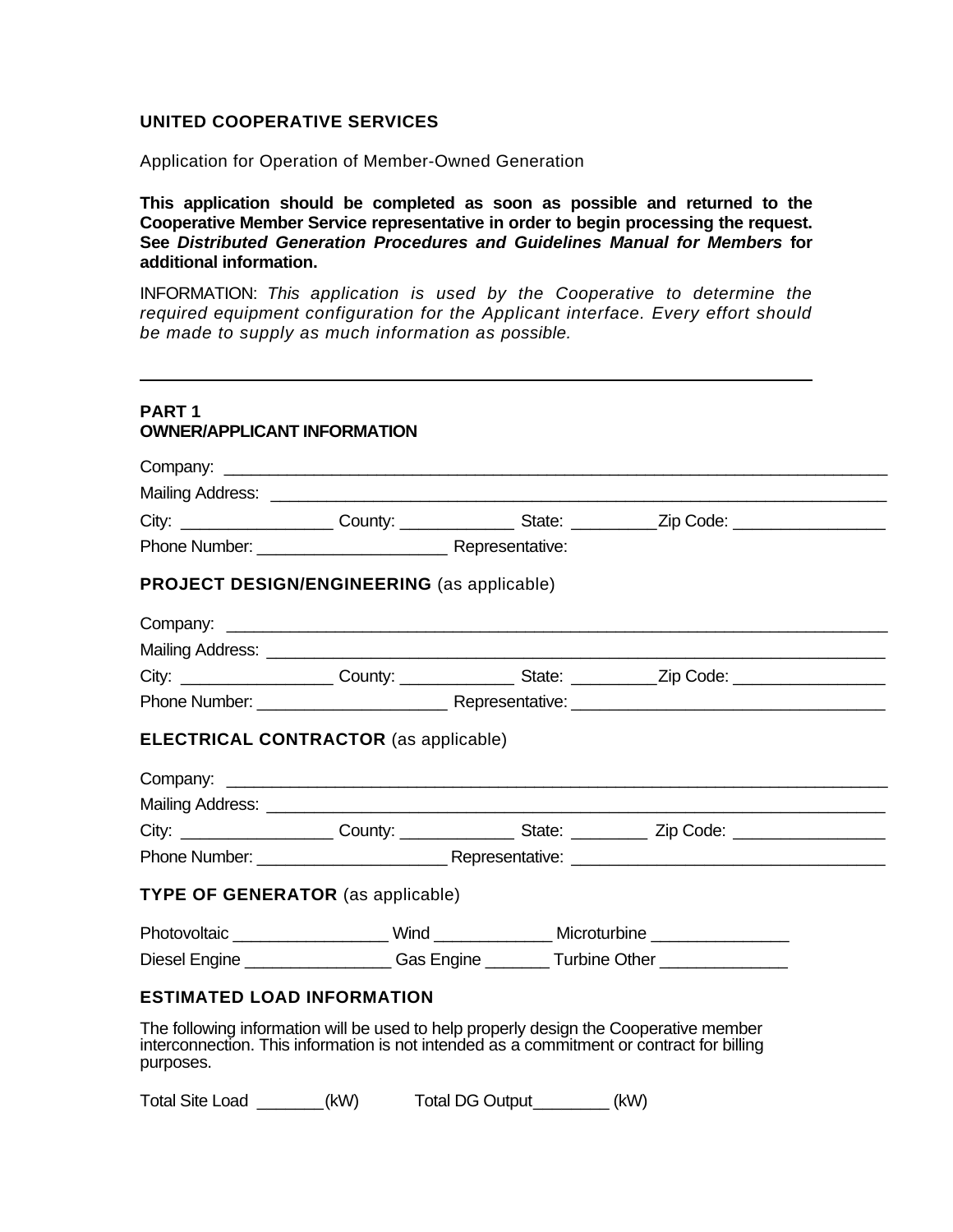**UNITED COOPERATIVE SERVICES**

Application for Operation of Member-Owned Generation

**This application should be completed as soon as possible and returned to the Cooperative Member Service representative in order to begin processing the request. See *Distributed Generation Procedures and Guidelines Manual for Members* for additional information.**

INFORMATION: *This application is used by the Cooperative to determine the required equipment configuration for the Applicant interface. Every effort should be made to supply as much information as possible.*

---

## PART 1
## OWNER/APPLICANT INFORMATION

Company: ___________________________________________________________________________

Mailing Address: ______________________________________________________________________

City: _________________ County: _____________ State: __________Zip Code: _________________

Phone Number: _____________________ Representative:

### PROJECT DESIGN/ENGINEERING (as applicable)

Company: ___________________________________________________________________________

Mailing Address: ______________________________________________________________________

City: _________________ County: _____________ State: __________Zip Code: _________________

Phone Number: _____________________ Representative: __________________________________

### ELECTRICAL CONTRACTOR (as applicable)

Company: ___________________________________________________________________________

Mailing Address: ______________________________________________________________________

City: _________________ County: _____________ State: _________ Zip Code: _________________

Phone Number: _____________________ Representative: __________________________________

### TYPE OF GENERATOR (as applicable)

Photovoltaic _________________ Wind _____________ Microturbine _______________

Diesel Engine ________________ Gas Engine _______ Turbine Other ______________

### ESTIMATED LOAD INFORMATION

The following information will be used to help properly design the Cooperative member interconnection. This information is not intended as a commitment or contract for billing purposes.

Total Site Load ________(kW) Total DG Output_________ (kW)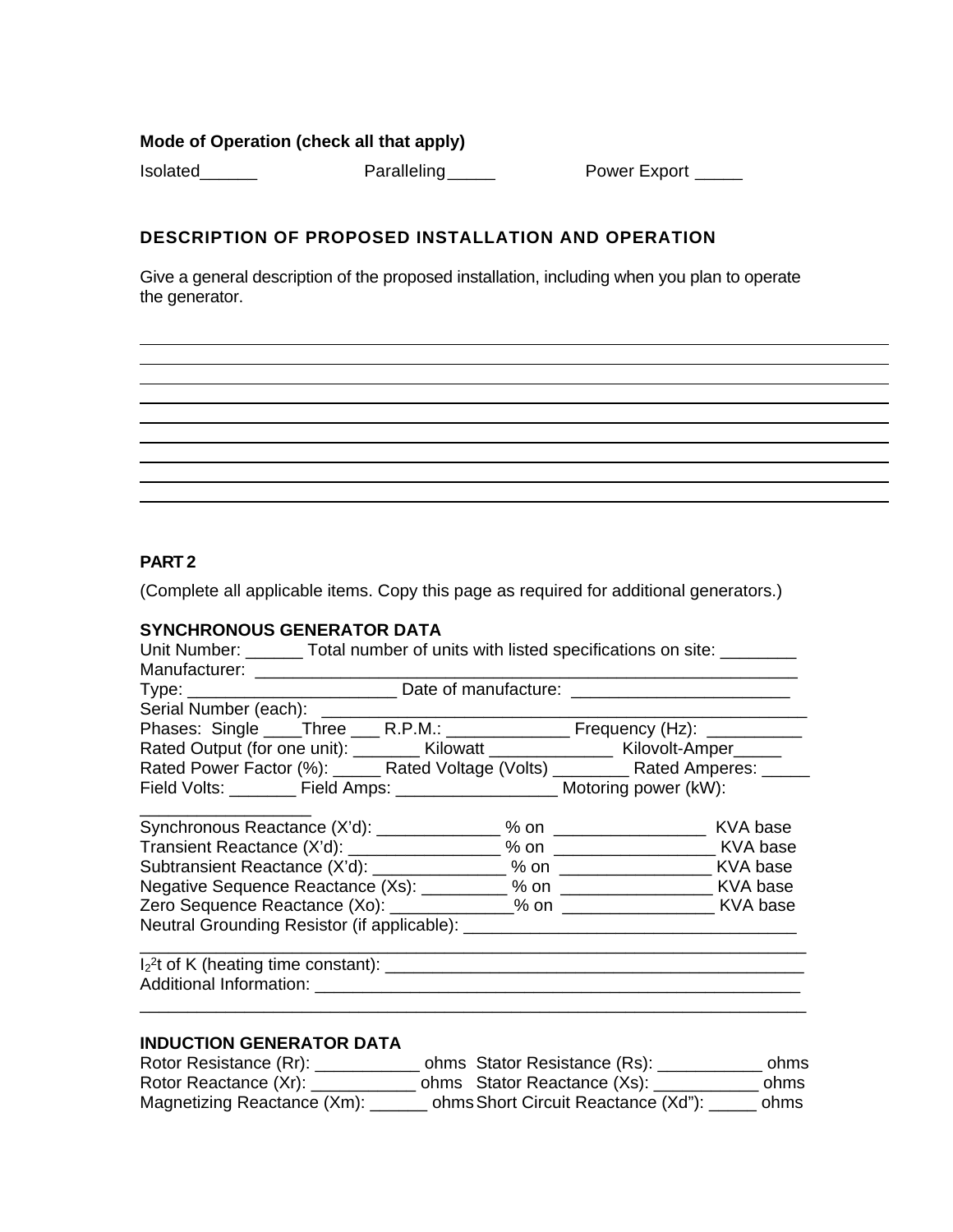**Mode of Operation (check all that apply)**

Isolated______ Paralleling_____ Power Export _____

**DESCRIPTION OF PROPOSED INSTALLATION AND OPERATION**

Give a general description of the proposed installation, including when you plan to operate the generator.

______________________________________________________________________
______________________________________________________________________
______________________________________________________________________
______________________________________________________________________
______________________________________________________________________
______________________________________________________________________
______________________________________________________________________
______________________________________________________________________
______________________________________________________________________

**PART 2**

(Complete all applicable items. Copy this page as required for additional generators.)

**SYNCHRONOUS GENERATOR DATA**

Unit Number: ______ Total number of units with listed specifications on site: ________
Manufacturer: ____________________________________________________________
Type: ______________________ Date of manufacture: ________________________
Serial Number (each): _______________________________________________________
Phases: Single ____Three ___ R.P.M.: _____________ Frequency (Hz): __________
Rated Output (for one unit): _______ Kilowatt _____________ Kilovolt-Amper_____
Rated Power Factor (%): _____ Rated Voltage (Volts) ________ Rated Amperes: _____
Field Volts: _______ Field Amps: _________________ Motoring power (kW): __________________
Synchronous Reactance (X'd): _____________ % on ________________ KVA base
Transient Reactance (X'd): ________________ % on _________________ KVA base
Subtransient Reactance (X'd): ______________ % on ________________ KVA base
Negative Sequence Reactance (Xs): _________ % on ________________ KVA base
Zero Sequence Reactance (Xo): _____________% on ________________ KVA base
Neutral Grounding Resistor (if applicable): __________________________________
______________________________________________________________________
$I_2{}^2t$ of K (heating time constant): __________________________________________
Additional Information: _____________________________________________________
______________________________________________________________________

**INDUCTION GENERATOR DATA**

Rotor Resistance (Rr): ___________ ohms Stator Resistance (Rs): ___________ ohms
Rotor Reactance (Xr): ___________ ohms Stator Reactance (Xs): ___________ ohms
Magnetizing Reactance (Xm): ______ ohms Short Circuit Reactance (Xd"): _____ ohms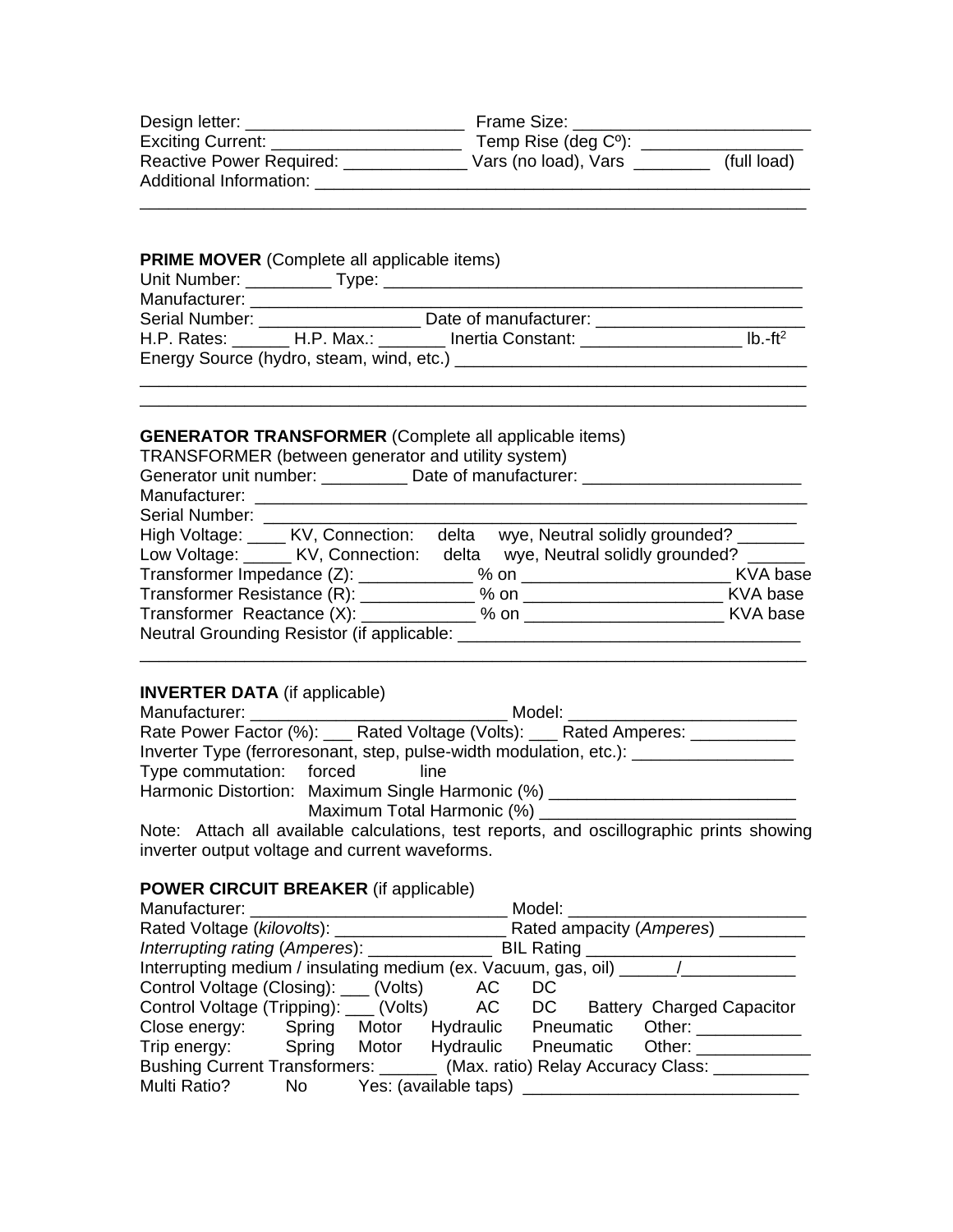Design letter: ______________________ Frame Size: ________________________
Exciting Current: ____________________ Temp Rise (deg Cº): ________________
Reactive Power Required: _____________ Vars (no load), Vars ________ (full load)
Additional Information: ______________________________________________________
_______________________________________________________________________

**PRIME MOVER** (Complete all applicable items)
Unit Number: _________ Type: _____________________________________________
Manufacturer: __________________________________________________________
Serial Number: ________________ Date of manufacturer: _____________________
H.P. Rates: ______ H.P. Max.: _______ Inertia Constant: ________________ lb.-ft$^2$
Energy Source (hydro, steam, wind, etc.) ____________________________________
_______________________________________________________________________
_______________________________________________________________________

**GENERATOR TRANSFORMER** (Complete all applicable items)
TRANSFORMER (between generator and utility system)
Generator unit number: _________ Date of manufacture: _______________________
Manufacturer: __________________________________________________________
Serial Number: _________________________________________________________
High Voltage: ____ KV, Connection: delta wye, Neutral solidly grounded? _______
Low Voltage: _____ KV, Connection: delta wye, Neutral solidly grounded? ______
Transformer Impedance (Z): ____________ % on ______________________ KVA base
Transformer Resistance (R): ____________ % on _____________________ KVA base
Transformer Reactance (X): ____________ % on _____________________ KVA base
Neutral Grounding Resistor (if applicable: ___________________________________
_______________________________________________________________________

**INVERTER DATA** (if applicable)
Manufacturer: ___________________________ Model: _______________________
Rate Power Factor (%): ___ Rated Voltage (Volts): ___ Rated Amperes: ___________
Inverter Type (ferroresonant, step, pulse-width modulation, etc.): _________________
Type commutation: forced line
Harmonic Distortion: Maximum Single Harmonic (%) __________________________
Maximum Total Harmonic (%) __________________________

Note: Attach all available calculations, test reports, and oscillographic prints showing inverter output voltage and current waveforms.

**POWER CIRCUIT BREAKER** (if applicable)
Manufacturer: ___________________________ Model: ________________________
Rated Voltage (*kilovolts*): _________________ Rated ampacity (*Amperes*) _________
*Interrupting rating* (*Amperes*): _____________ BIL Rating ______________________
Interrupting medium / insulating medium (ex. Vacuum, gas, oil) ______/____________
Control Voltage (Closing): ___ (Volts) AC DC
Control Voltage (Tripping): ___ (Volts) AC DC Battery Charged Capacitor
Close energy: Spring Motor Hydraulic Pneumatic Other: ___________
Trip energy: Spring Motor Hydraulic Pneumatic Other: ____________
Bushing Current Transformers: ______ (Max. ratio) Relay Accuracy Class: __________
Multi Ratio? No Yes: (available taps) _____________________________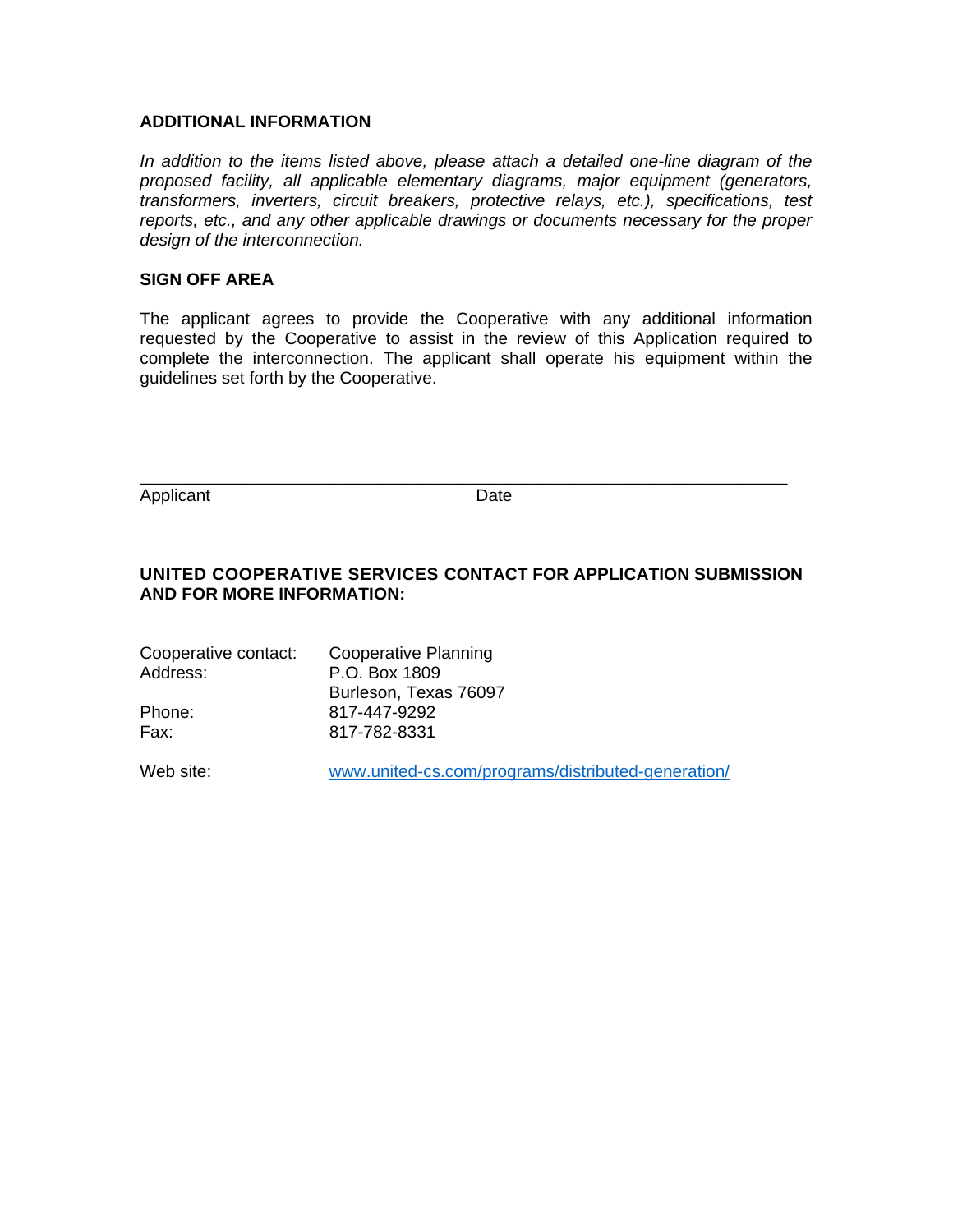## ADDITIONAL INFORMATION

*In addition to the items listed above, please attach a detailed one-line diagram of the proposed facility, all applicable elementary diagrams, major equipment (generators, transformers, inverters, circuit breakers, protective relays, etc.), specifications, test reports, etc., and any other applicable drawings or documents necessary for the proper design of the interconnection.*

## SIGN OFF AREA

The applicant agrees to provide the Cooperative with any additional information requested by the Cooperative to assist in the review of this Application required to complete the interconnection. The applicant shall operate his equipment within the guidelines set forth by the Cooperative.

_______________________________________________________________________

Applicant                                         Date

## UNITED COOPERATIVE SERVICES CONTACT FOR APPLICATION SUBMISSION AND FOR MORE INFORMATION:

| | |
|---|---|
| Cooperative contact: | Cooperative Planning |
| Address: | P.O. Box 1809<br>Burleson, Texas 76097 |
| Phone: | 817-447-9292 |
| Fax: | 817-782-8331 |
| Web site: | www.united-cs.com/programs/distributed-generation/ |